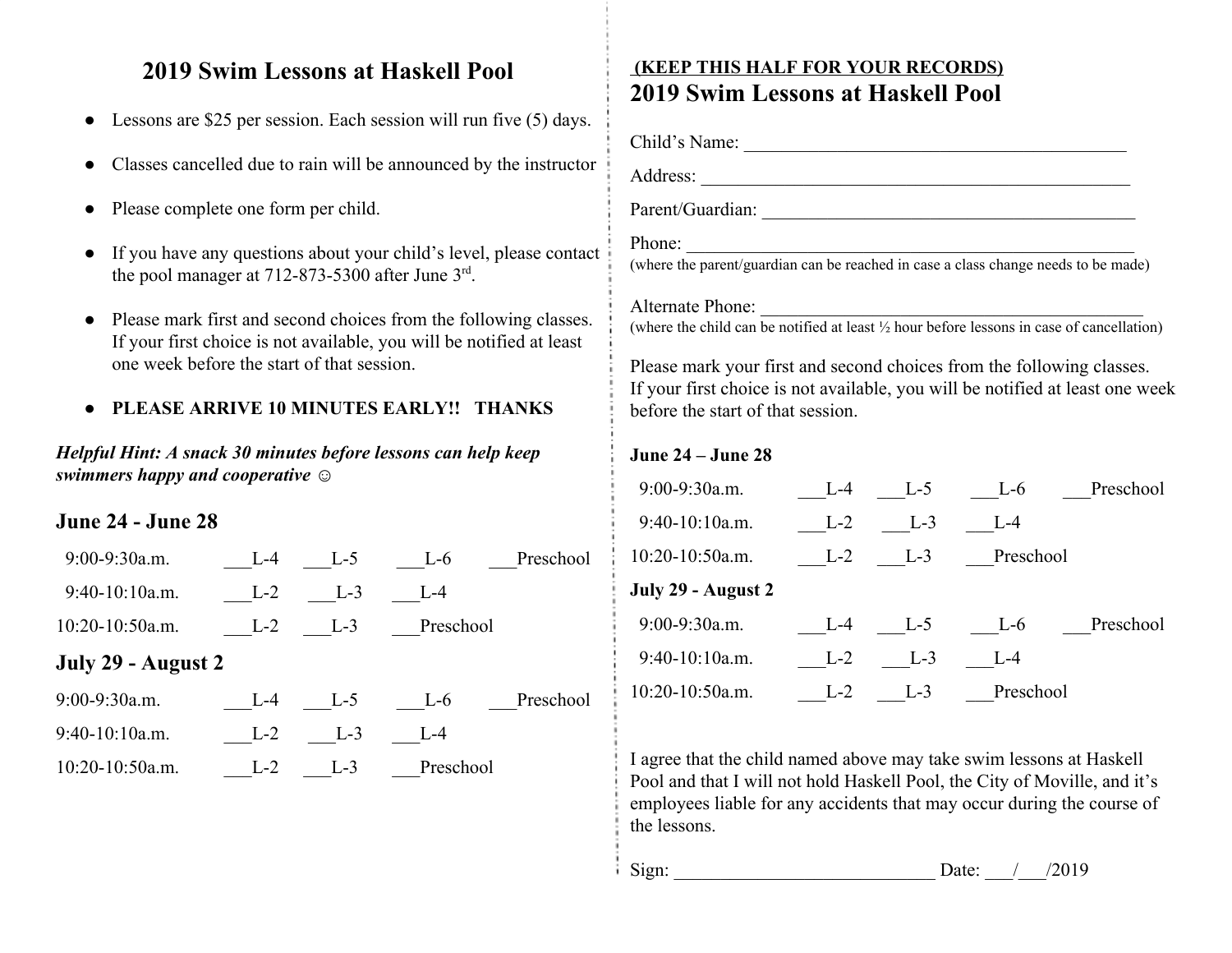## 2019 Swim Lessons at Haskell Pool

- Lessons are $25 per session. Each session will run five (5) days.
- Classes cancelled due to rain will be announced by the instructor
- Please complete one form per child.
- If you have any questions about your child's level, please contact the pool manager at 712-873-5300 after June 3rd.
- Please mark first and second choices from the following classes. If your first choice is not available, you will be notified at least one week before the start of that session.
- **PLEASE ARRIVE 10 MINUTES EARLY!! THANKS**

***Helpful Hint: A snack 30 minutes before lessons can help keep swimmers happy and cooperative ☺***

### June 24 - June 28

| | | | | |
|---|---|---|---|---|
| 9:00-9:30a.m. | ___L-4 | ___L-5 | ___L-6 | ___Preschool |
| 9:40-10:10a.m. | ___L-2 | ___L-3 | ___L-4 | |
| 10:20-10:50a.m. | ___L-2 | ___L-3 | ___Preschool | |

### July 29 - August 2

| | | | | |
|---|---|---|---|---|
| 9:00-9:30a.m. | ___L-4 | ___L-5 | ___L-6 | ___Preschool |
| 9:40-10:10a.m. | ___L-2 | ___L-3 | ___L-4 | |
| 10:20-10:50a.m. | ___L-2 | ___L-3 | ___Preschool | |

**(KEEP THIS HALF FOR YOUR RECORDS)**

## 2019 Swim Lessons at Haskell Pool

Child's Name: ___________________________________________

Address: _______________________________________________

Parent/Guardian: ________________________________________

Phone: _________________________________________________
(where the parent/guardian can be reached in case a class change needs to be made)

Alternate Phone: ________________________________________
(where the child can be notified at least ½ hour before lessons in case of cancellation)

Please mark your first and second choices from the following classes. If your first choice is not available, you will be notified at least one week before the start of that session.

**June 24 – June 28**

| | | | | |
|---|---|---|---|---|
| 9:00-9:30a.m. | ___L-4 | ___L-5 | ___L-6 | ___Preschool |
| 9:40-10:10a.m. | ___L-2 | ___L-3 | ___L-4 | |
| 10:20-10:50a.m. | ___L-2 | ___L-3 | ___Preschool | |

**July 29 - August 2**

| | | | | |
|---|---|---|---|---|
| 9:00-9:30a.m. | ___L-4 | ___L-5 | ___L-6 | ___Preschool |
| 9:40-10:10a.m. | ___L-2 | ___L-3 | ___L-4 | |
| 10:20-10:50a.m. | ___L-2 | ___L-3 | ___Preschool | |

I agree that the child named above may take swim lessons at Haskell Pool and that I will not hold Haskell Pool, the City of Moville, and it's employees liable for any accidents that may occur during the course of the lessons.

Sign: ____________________________ Date: ___/___/2019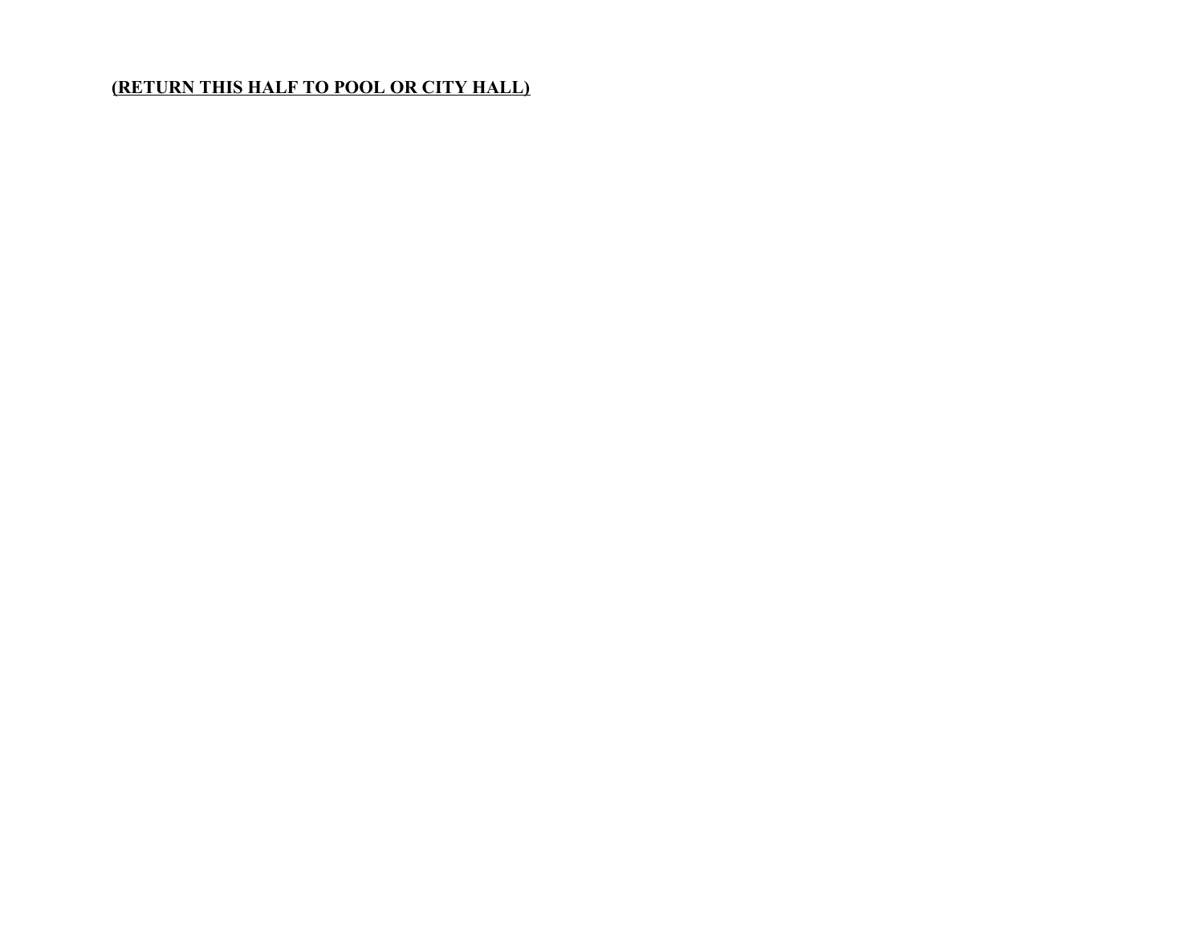**(RETURN THIS HALF TO POOL OR CITY HALL)**